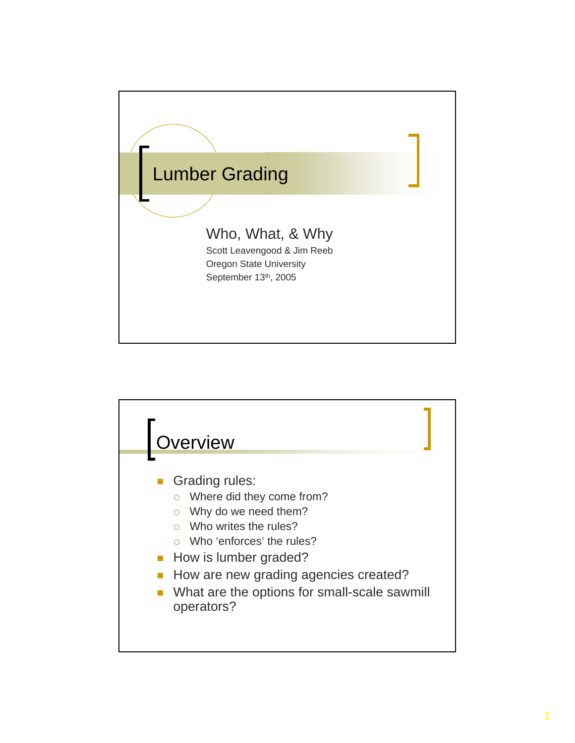# Lumber Grading

## Who, What, & Why

Scott Leavengood & Jim Reeb
Oregon State University
September 13th, 2005

## Overview

- Grading rules:
  - Where did they come from?
  - Why do we need them?
  - Who writes the rules?
  - Who 'enforces' the rules?
- How is lumber graded?
- How are new grading agencies created?
- What are the options for small-scale sawmill operators?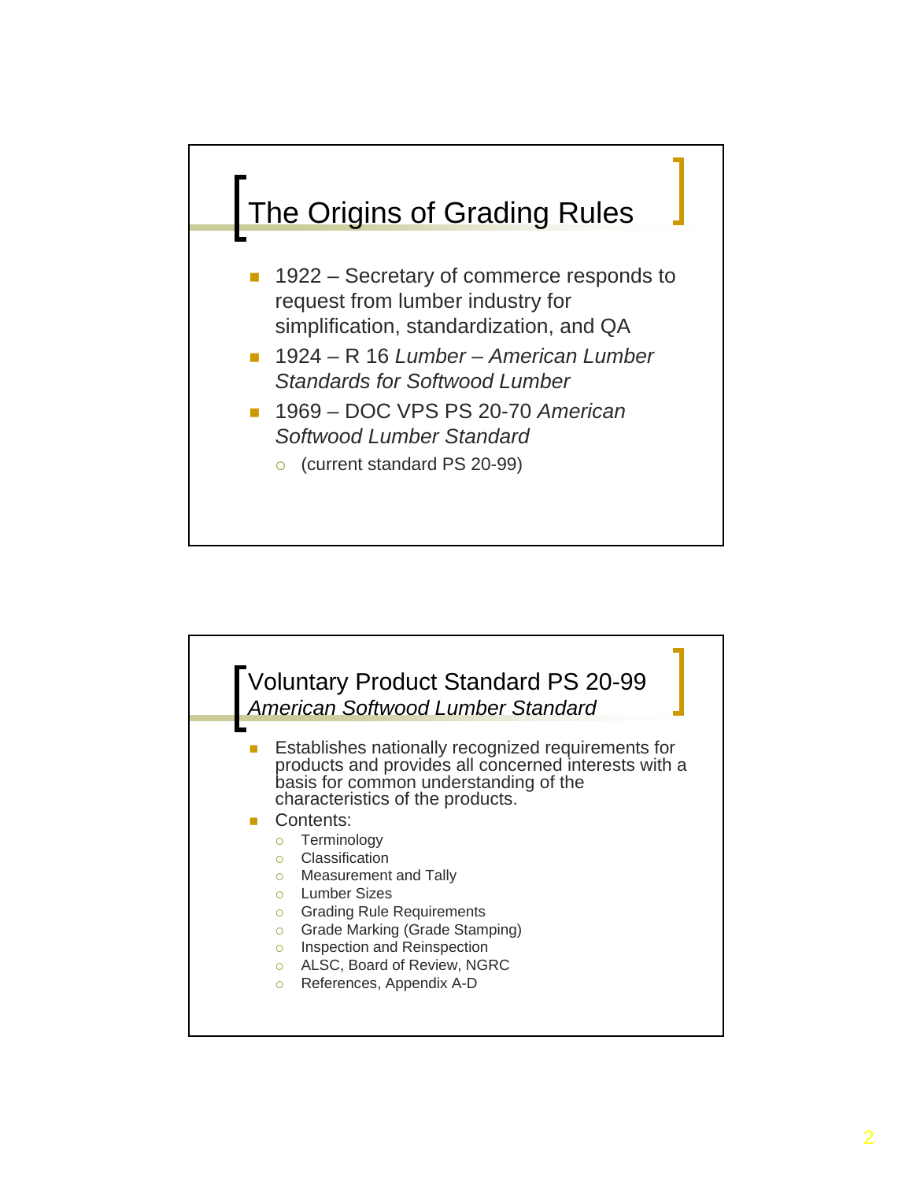## The Origins of Grading Rules

- 1922 – Secretary of commerce responds to request from lumber industry for simplification, standardization, and QA
- 1924 – R 16 *Lumber – American Lumber Standards for Softwood Lumber*
- 1969 – DOC VPS PS 20-70 *American Softwood Lumber Standard*
  - (current standard PS 20-99)

## Voluntary Product Standard PS 20-99
*American Softwood Lumber Standard*

- Establishes nationally recognized requirements for products and provides all concerned interests with a basis for common understanding of the characteristics of the products.
- Contents:
  - Terminology
  - Classification
  - Measurement and Tally
  - Lumber Sizes
  - Grading Rule Requirements
  - Grade Marking (Grade Stamping)
  - Inspection and Reinspection
  - ALSC, Board of Review, NGRC
  - References, Appendix A-D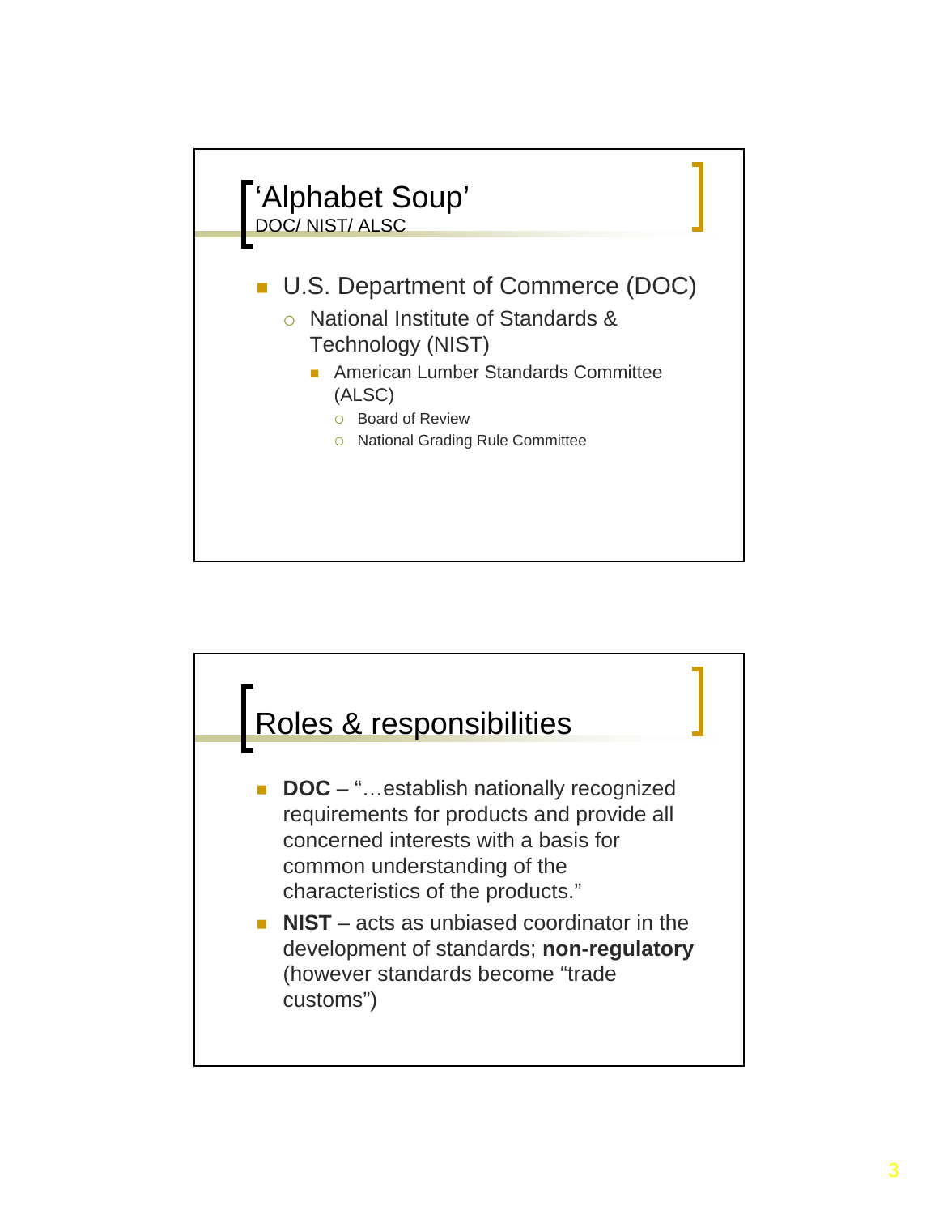## 'Alphabet Soup'

DOC/ NIST/ ALSC

- U.S. Department of Commerce (DOC)
  - National Institute of Standards & Technology (NIST)
    - American Lumber Standards Committee (ALSC)
      - Board of Review
      - National Grading Rule Committee

## Roles & responsibilities

- **DOC** – "…establish nationally recognized requirements for products and provide all concerned interests with a basis for common understanding of the characteristics of the products."
- **NIST** – acts as unbiased coordinator in the development of standards; **non-regulatory** (however standards become "trade customs")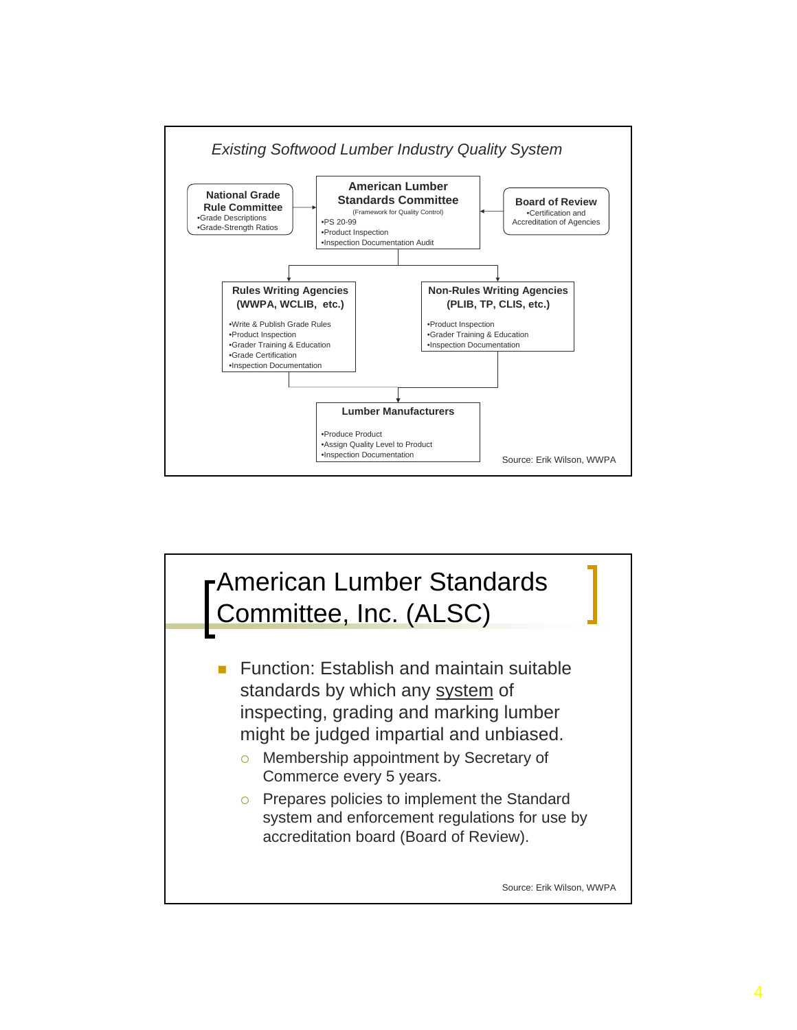## *Existing Softwood Lumber Industry Quality System*

**National Grade Rule Committee**
- Grade Descriptions
- Grade-Strength Ratios

**American Lumber Standards Committee**
(Framework for Quality Control)
- PS 20-99
- Product Inspection
- Inspection Documentation Audit

**Board of Review**
- Certification and Accreditation of Agencies

**Rules Writing Agencies (WWPA, WCLIB, etc.)**
- Write & Publish Grade Rules
- Product Inspection
- Grader Training & Education
- Grade Certification
- Inspection Documentation

**Non-Rules Writing Agencies (PLIB, TP, CLIS, etc.)**
- Product Inspection
- Grader Training & Education
- Inspection Documentation

**Lumber Manufacturers**
- Produce Product
- Assign Quality Level to Product
- Inspection Documentation

Source: Erik Wilson, WWPA

## American Lumber Standards Committee, Inc. (ALSC)

- Function: Establish and maintain suitable standards by which any system of inspecting, grading and marking lumber might be judged impartial and unbiased.
  - Membership appointment by Secretary of Commerce every 5 years.
  - Prepares policies to implement the Standard system and enforcement regulations for use by accreditation board (Board of Review).

Source: Erik Wilson, WWPA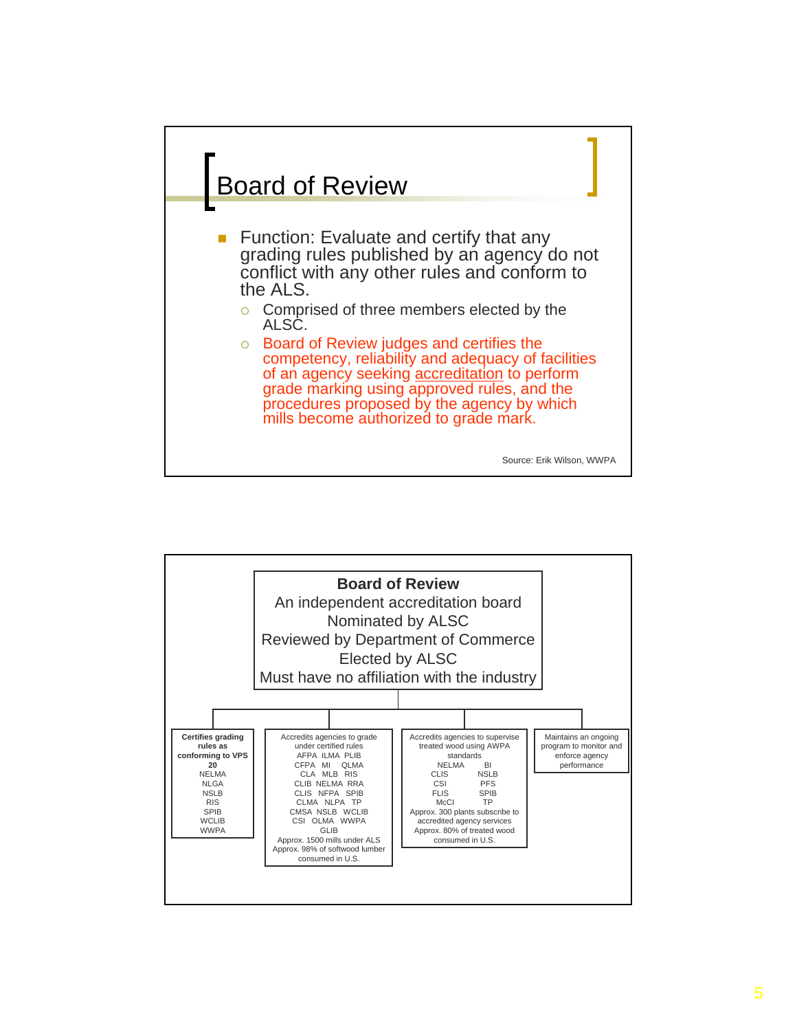## Board of Review

- Function: Evaluate and certify that any grading rules published by an agency do not conflict with any other rules and conform to the ALS.
  - Comprised of three members elected by the ALSC.
  - Board of Review judges and certifies the competency, reliability and adequacy of facilities of an agency seeking accreditation to perform grade marking using approved rules, and the procedures proposed by the agency by which mills become authorized to grade mark.

Source: Erik Wilson, WWPA

---

**Board of Review**
An independent accreditation board
Nominated by ALSC
Reviewed by Department of Commerce
Elected by ALSC
Must have no affiliation with the industry

| **Certifies grading rules as conforming to VPS 20** | Accredits agencies to grade under certified rules | Accredits agencies to supervise treated wood using AWPA standards | Maintains an ongoing program to monitor and enforce agency performance |
|---|---|---|---|
| NELMA<br>NLGA<br>NSLB<br>RIS<br>SPIB<br>WCLIB<br>WWPA | AFPA ILMA PLIB<br>CFPA MI QLMA<br>CLA MLB RIS<br>CLIB NELMA RRA<br>CLIS NFPA SPIB<br>CLMA NLPA TP<br>CMSA NSLB WCLIB<br>CSI OLMA WWPA<br>GLIB<br>Approx. 1500 mills under ALS<br>Approx. 98% of softwood lumber consumed in U.S. | NELMA BI<br>CLIS NSLB<br>CSI PFS<br>FLIS SPIB<br>McCI TP<br>Approx. 300 plants subscribe to accredited agency services<br>Approx. 80% of treated wood consumed in U.S. | |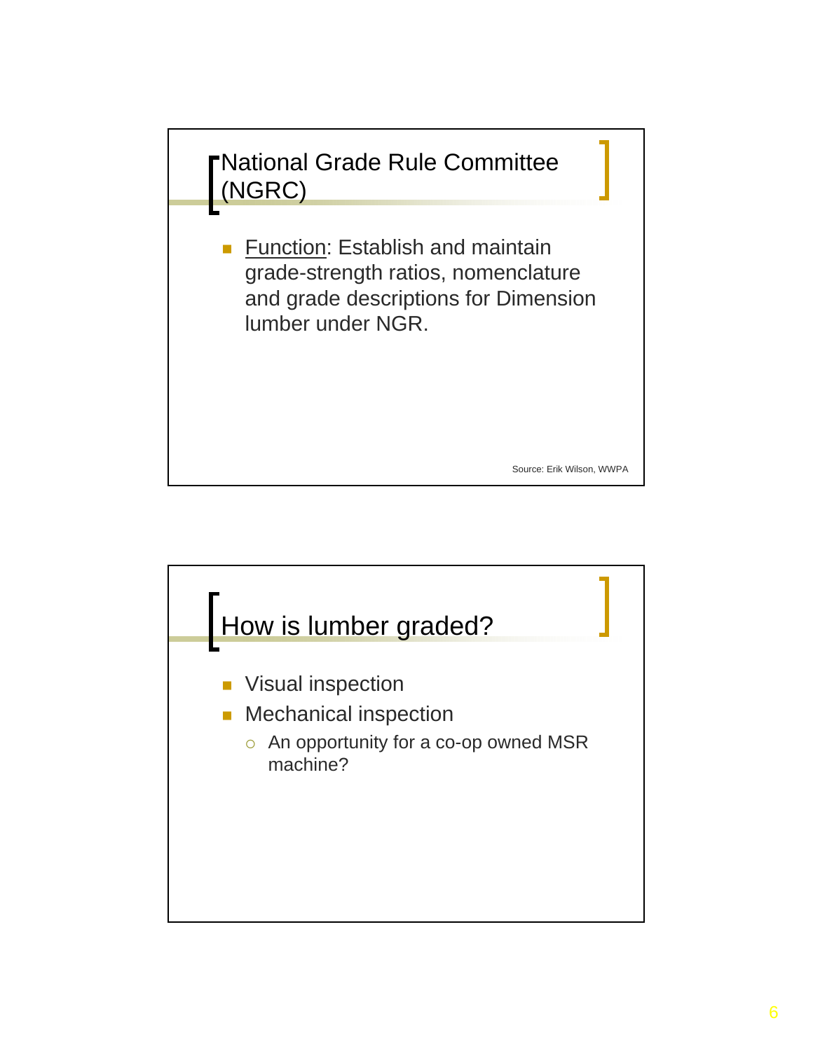## National Grade Rule Committee (NGRC)

- Function: Establish and maintain grade-strength ratios, nomenclature and grade descriptions for Dimension lumber under NGR.

Source: Erik Wilson, WWPA

## How is lumber graded?

- Visual inspection
- Mechanical inspection
  - An opportunity for a co-op owned MSR machine?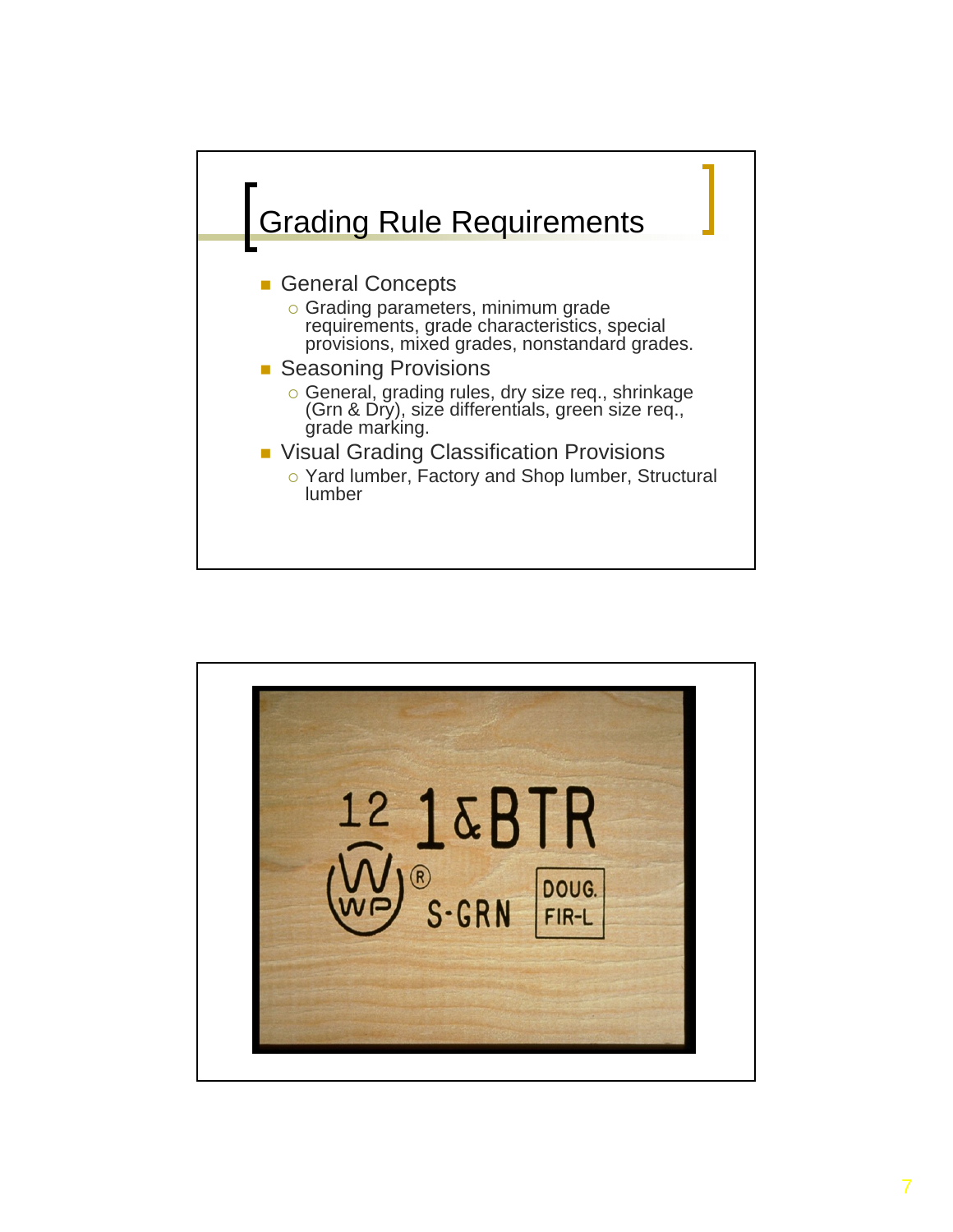# Grading Rule Requirements

- General Concepts
  - Grading parameters, minimum grade requirements, grade characteristics, special provisions, mixed grades, nonstandard grades.
- Seasoning Provisions
  - General, grading rules, dry size req., shrinkage (Grn & Dry), size differentials, green size req., grade marking.
- Visual Grading Classification Provisions
  - Yard lumber, Factory and Shop lumber, Structural lumber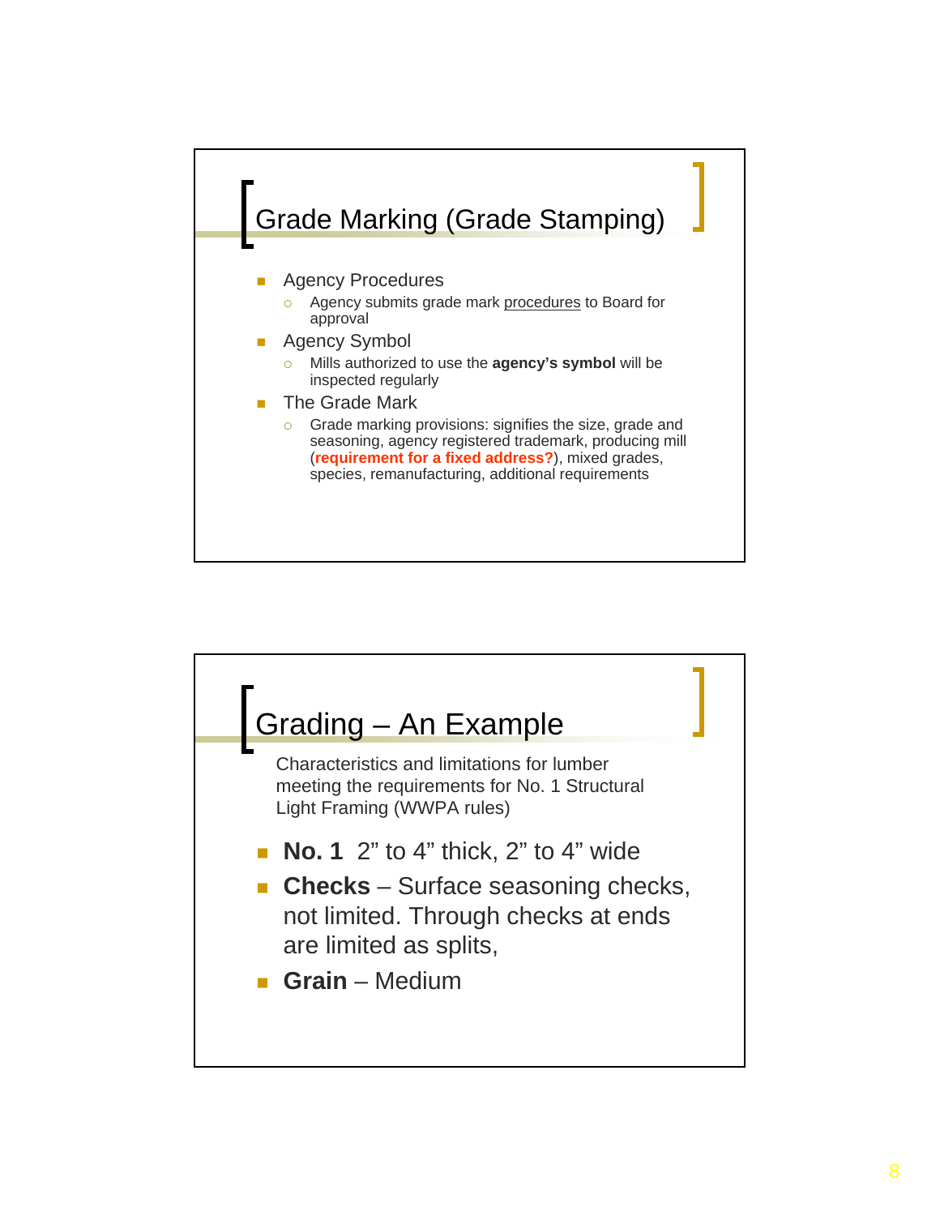## Grade Marking (Grade Stamping)

- Agency Procedures
  - Agency submits grade mark procedures to Board for approval
- Agency Symbol
  - Mills authorized to use the **agency's symbol** will be inspected regularly
- The Grade Mark
  - Grade marking provisions: signifies the size, grade and seasoning, agency registered trademark, producing mill (**requirement for a fixed address?**), mixed grades, species, remanufacturing, additional requirements

## Grading – An Example

Characteristics and limitations for lumber meeting the requirements for No. 1 Structural Light Framing (WWPA rules)

- **No. 1** 2" to 4" thick, 2" to 4" wide
- **Checks** – Surface seasoning checks, not limited. Through checks at ends are limited as splits,
- **Grain** – Medium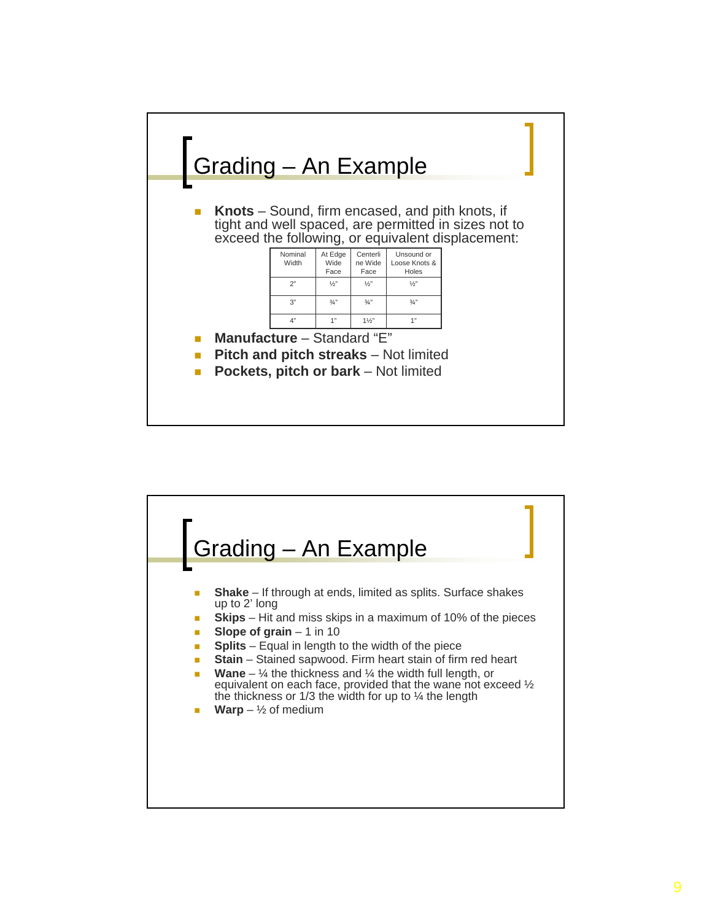## Grading – An Example

- **Knots** – Sound, firm encased, and pith knots, if tight and well spaced, are permitted in sizes not to exceed the following, or equivalent displacement:

| Nominal Width | At Edge Wide Face | Centerline Wide Face | Unsound or Loose Knots & Holes |
|---|---|---|---|
| 2" | ½" | ½" | ½" |
| 3" | ¾" | ¾" | ¾" |
| 4" | 1" | 1½" | 1" |

- **Manufacture** – Standard "E"
- **Pitch and pitch streaks** – Not limited
- **Pockets, pitch or bark** – Not limited

## Grading – An Example

- **Shake** – If through at ends, limited as splits. Surface shakes up to 2' long
- **Skips** – Hit and miss skips in a maximum of 10% of the pieces
- **Slope of grain** – 1 in 10
- **Splits** – Equal in length to the width of the piece
- **Stain** – Stained sapwood. Firm heart stain of firm red heart
- **Wane** – ¼ the thickness and ¼ the width full length, or equivalent on each face, provided that the wane not exceed ½ the thickness or 1/3 the width for up to ¼ the length
- **Warp** – ½ of medium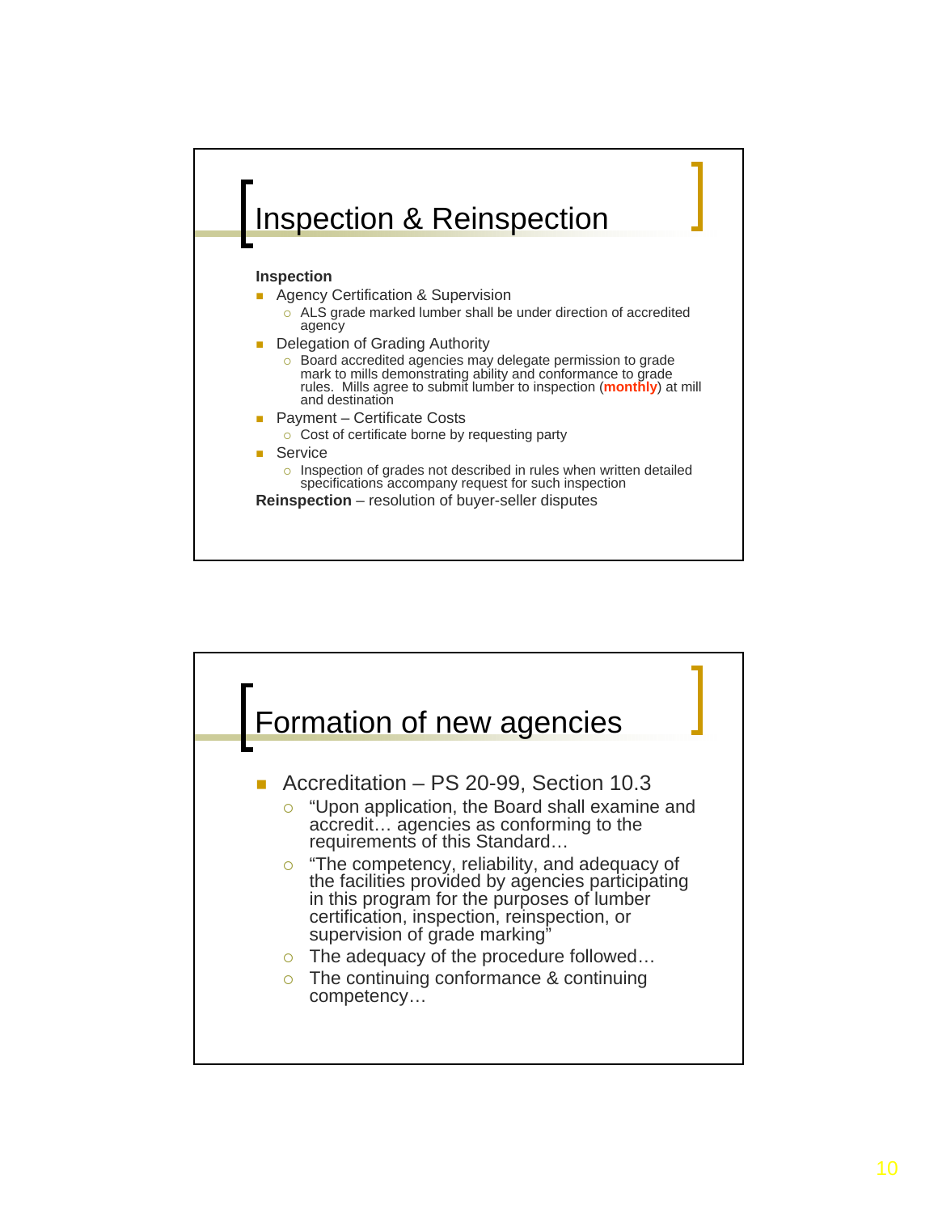## Inspection & Reinspection

**Inspection**

- Agency Certification & Supervision
  - ALS grade marked lumber shall be under direction of accredited agency
- Delegation of Grading Authority
  - Board accredited agencies may delegate permission to grade mark to mills demonstrating ability and conformance to grade rules. Mills agree to submit lumber to inspection (**monthly**) at mill and destination
- Payment – Certificate Costs
  - Cost of certificate borne by requesting party
- Service
  - Inspection of grades not described in rules when written detailed specifications accompany request for such inspection

**Reinspection** – resolution of buyer-seller disputes

## Formation of new agencies

- Accreditation – PS 20-99, Section 10.3
  - “Upon application, the Board shall examine and accredit… agencies as conforming to the requirements of this Standard…
  - “The competency, reliability, and adequacy of the facilities provided by agencies participating in this program for the purposes of lumber certification, inspection, reinspection, or supervision of grade marking”
  - The adequacy of the procedure followed…
  - The continuing conformance & continuing competency…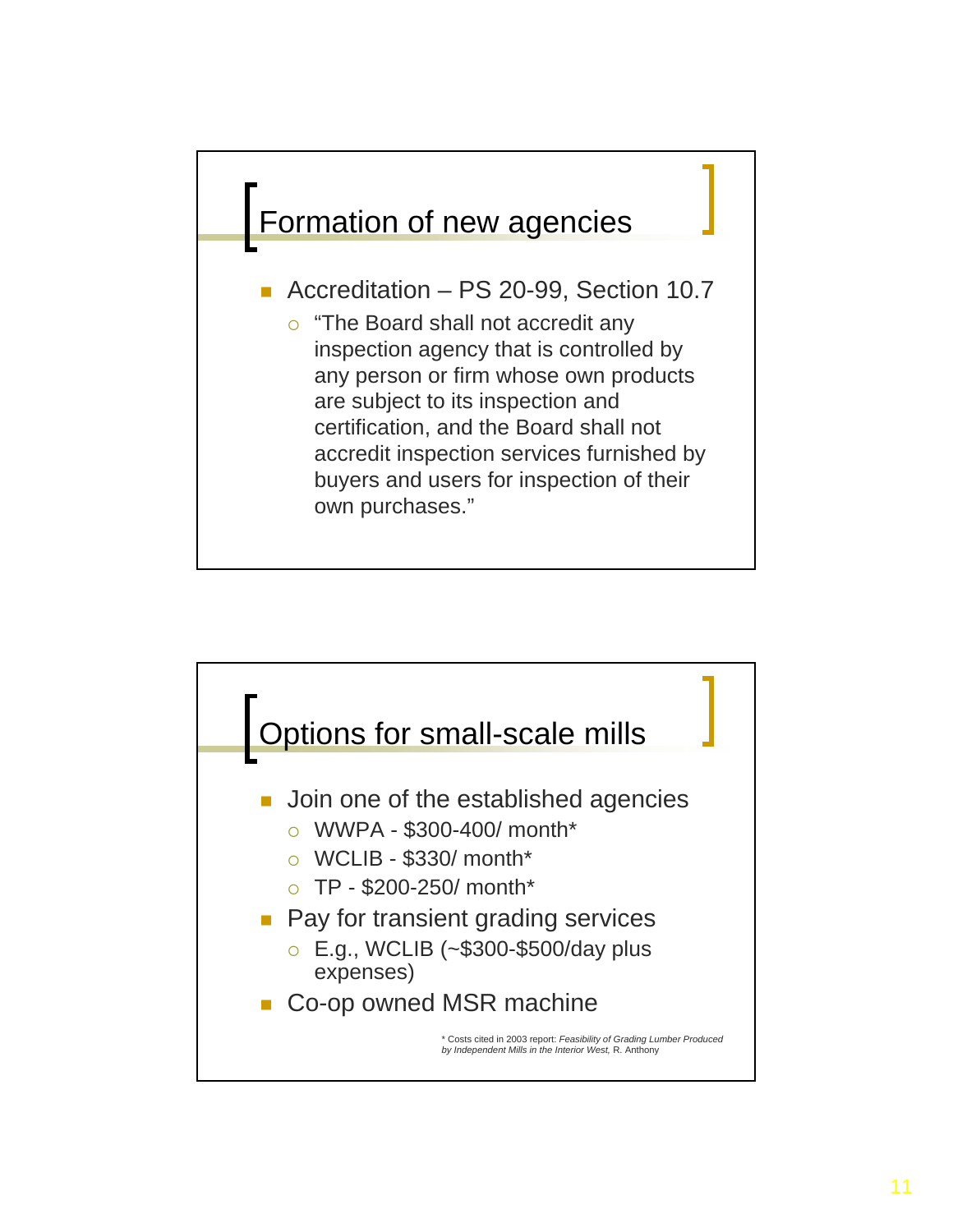## Formation of new agencies

- Accreditation – PS 20-99, Section 10.7
  - "The Board shall not accredit any inspection agency that is controlled by any person or firm whose own products are subject to its inspection and certification, and the Board shall not accredit inspection services furnished by buyers and users for inspection of their own purchases."

## Options for small-scale mills

- Join one of the established agencies
  - WWPA - $300-400/ month*
  - WCLIB - $330/ month*
  - TP - $200-250/ month*
- Pay for transient grading services
  - E.g., WCLIB (~$300-$500/day plus expenses)
- Co-op owned MSR machine

* Costs cited in 2003 report: *Feasibility of Grading Lumber Produced by Independent Mills in the Interior West,* R. Anthony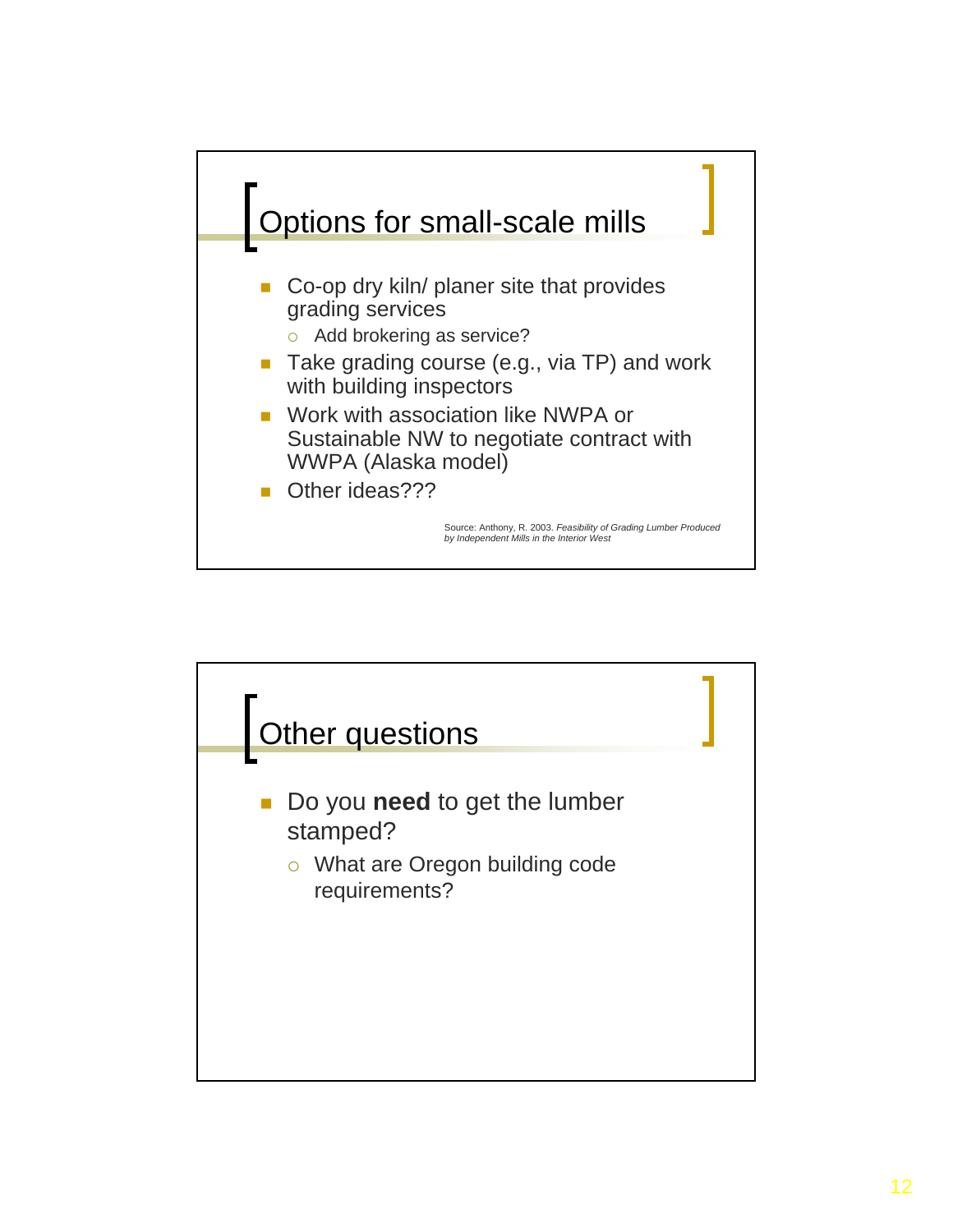## Options for small-scale mills

- Co-op dry kiln/ planer site that provides grading services
  - Add brokering as service?
- Take grading course (e.g., via TP) and work with building inspectors
- Work with association like NWPA or Sustainable NW to negotiate contract with WWPA (Alaska model)
- Other ideas???

Source: Anthony, R. 2003. *Feasibility of Grading Lumber Produced by Independent Mills in the Interior West*

## Other questions

- Do you **need** to get the lumber stamped?
  - What are Oregon building code requirements?